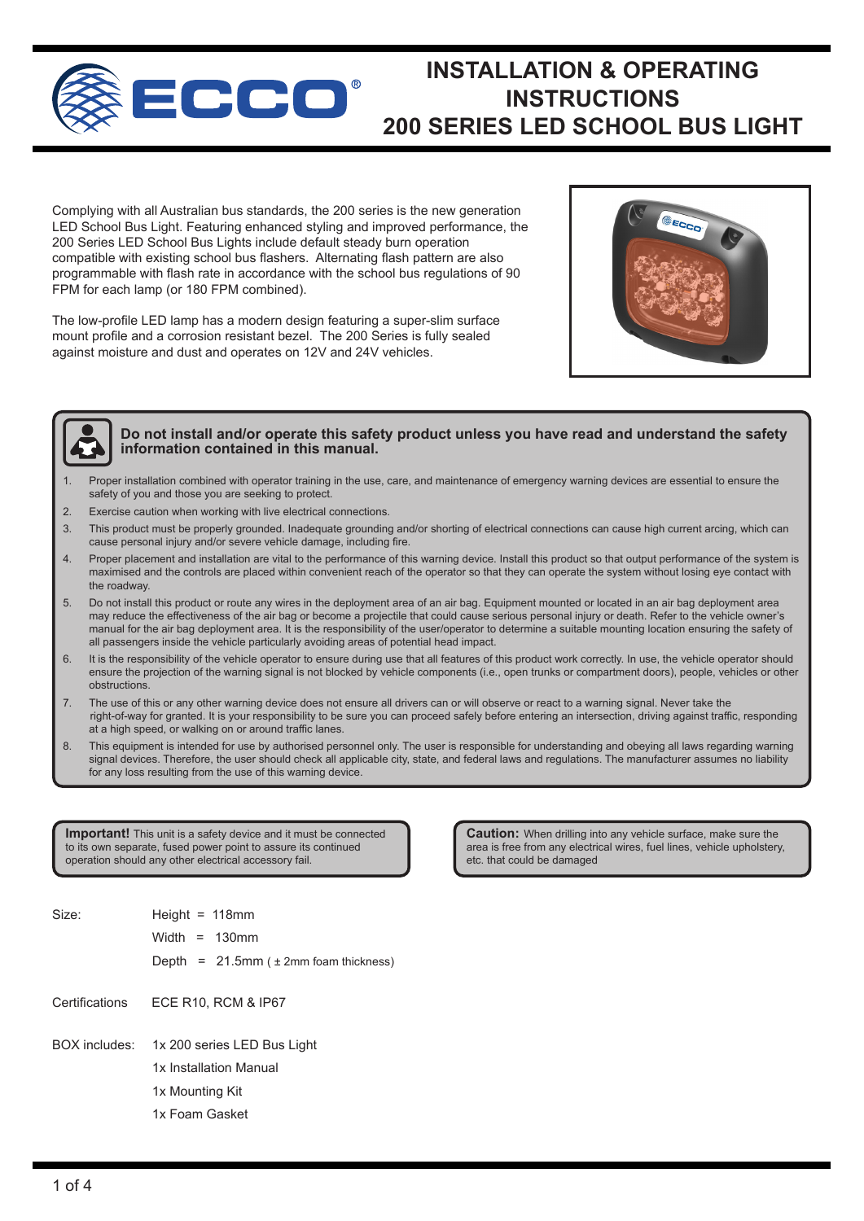# INSTALLATION & OPERATING INSTRUCTIONS 200 SERIES LED SCHOOL BUS LIGHT

Complying with all Australian bus standards, the 200 series is the new generation LED School Bus Light. Featuring enhanced styling and improved performance, the 200 Series LED School Bus Lights include default steady burn operation compatible with existing school bus flashers. Alternating flash pattern are also programmable with flash rate in accordance with the school bus regulations of 90 FPM for each lamp (or 180 FPM combined).

The low-profile LED lamp has a modern design featuring a super-slim surface mount profile and a corrosion resistant bezel. The 200 Series is fully sealed against moisture and dust and operates on 12V and 24V vehicles.

**Do not install and/or operate this safety product unless you have read and understand the safety information contained in this manual.**

1. Proper installation combined with operator training in the use, care, and maintenance of emergency warning devices are essential to ensure the safety of you and those you are seeking to protect.
2. Exercise caution when working with live electrical connections.
3. This product must be properly grounded. Inadequate grounding and/or shorting of electrical connections can cause high current arcing, which can cause personal injury and/or severe vehicle damage, including fire.
4. Proper placement and installation are vital to the performance of this warning device. Install this product so that output performance of the system is maximised and the controls are placed within convenient reach of the operator so that they can operate the system without losing eye contact with the roadway.
5. Do not install this product or route any wires in the deployment area of an air bag. Equipment mounted or located in an air bag deployment area may reduce the effectiveness of the air bag or become a projectile that could cause serious personal injury or death. Refer to the vehicle owner's manual for the air bag deployment area. It is the responsibility of the user/operator to determine a suitable mounting location ensuring the safety of all passengers inside the vehicle particularly avoiding areas of potential head impact.
6. It is the responsibility of the vehicle operator to ensure during use that all features of this product work correctly. In use, the vehicle operator should ensure the projection of the warning signal is not blocked by vehicle components (i.e., open trunks or compartment doors), people, vehicles or other obstructions.
7. The use of this or any other warning device does not ensure all drivers can or will observe or react to a warning signal. Never take the right-of-way for granted. It is your responsibility to be sure you can proceed safely before entering an intersection, driving against traffic, responding at a high speed, or walking on or around traffic lanes.
8. This equipment is intended for use by authorised personnel only. The user is responsible for understanding and obeying all laws regarding warning signal devices. Therefore, the user should check all applicable city, state, and federal laws and regulations. The manufacturer assumes no liability for any loss resulting from the use of this warning device.

**Important!** This unit is a safety device and it must be connected to its own separate, fused power point to assure its continued operation should any other electrical accessory fail.

**Caution:** When drilling into any vehicle surface, make sure the area is free from any electrical wires, fuel lines, vehicle upholstery, etc. that could be damaged

Size:
- Height = 118mm
- Width = 130mm
- Depth = 21.5mm ( ± 2mm foam thickness)

Certifications: ECE R10, RCM & IP67

BOX includes:
- 1x 200 series LED Bus Light
- 1x Installation Manual
- 1x Mounting Kit
- 1x Foam Gasket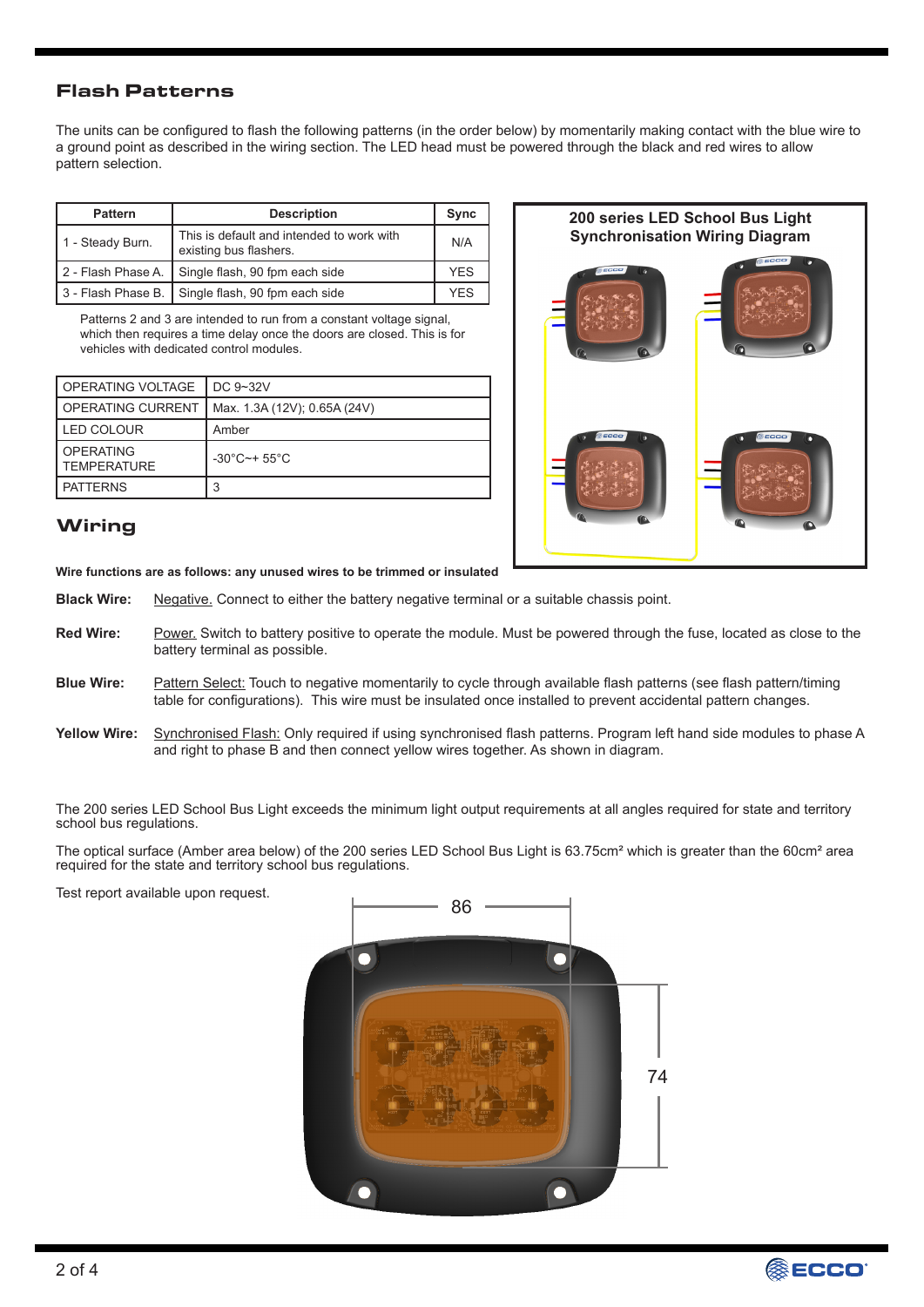## Flash Patterns

The units can be configured to flash the following patterns (in the order below) by momentarily making contact with the blue wire to a ground point as described in the wiring section. The LED head must be powered through the black and red wires to allow pattern selection.

| Pattern | Description | Sync |
|---|---|---|
| 1 - Steady Burn. | This is default and intended to work with existing bus flashers. | N/A |
| 2 - Flash Phase A. | Single flash, 90 fpm each side | YES |
| 3 - Flash Phase B. | Single flash, 90 fpm each side | YES |

Patterns 2 and 3 are intended to run from a constant voltage signal, which then requires a time delay once the doors are closed. This is for vehicles with dedicated control modules.

| | |
|---|---|
| OPERATING VOLTAGE | DC 9~32V |
| OPERATING CURRENT | Max. 1.3A (12V); 0.65A (24V) |
| LED COLOUR | Amber |
| OPERATING TEMPERATURE | -30°C~+ 55°C |
| PATTERNS | 3 |

**200 series LED School Bus Light Synchronisation Wiring Diagram**

## Wiring

**Wire functions are as follows: any unused wires to be trimmed or insulated**

**Black Wire:** Negative. Connect to either the battery negative terminal or a suitable chassis point.

**Red Wire:** Power. Switch to battery positive to operate the module. Must be powered through the fuse, located as close to the battery terminal as possible.

**Blue Wire:** Pattern Select: Touch to negative momentarily to cycle through available flash patterns (see flash pattern/timing table for configurations). This wire must be insulated once installed to prevent accidental pattern changes.

**Yellow Wire:** Synchronised Flash: Only required if using synchronised flash patterns. Program left hand side modules to phase A and right to phase B and then connect yellow wires together. As shown in diagram.

The 200 series LED School Bus Light exceeds the minimum light output requirements at all angles required for state and territory school bus regulations.

The optical surface (Amber area below) of the 200 series LED School Bus Light is 63.75cm² which is greater than the 60cm² area required for the state and territory school bus regulations.

Test report available upon request.

86

74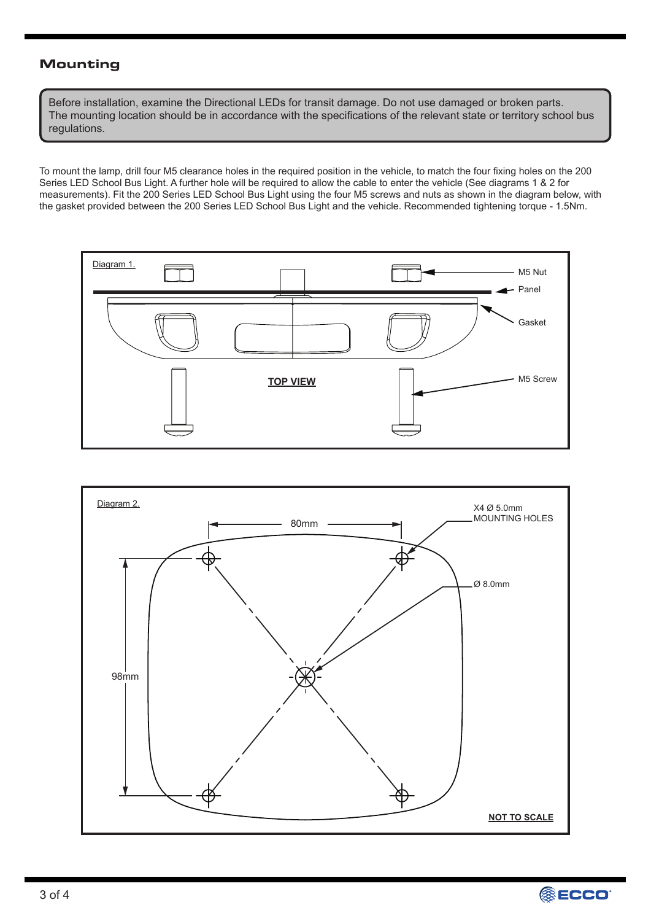## Mounting

Before installation, examine the Directional LEDs for transit damage. Do not use damaged or broken parts.
The mounting location should be in accordance with the specifications of the relevant state or territory school bus regulations.

To mount the lamp, drill four M5 clearance holes in the required position in the vehicle, to match the four fixing holes on the 200 Series LED School Bus Light. A further hole will be required to allow the cable to enter the vehicle (See diagrams 1 & 2 for measurements). Fit the 200 Series LED School Bus Light using the four M5 screws and nuts as shown in the diagram below, with the gasket provided between the 200 Series LED School Bus Light and the vehicle. Recommended tightening torque - 1.5Nm.

Diagram 1.

M5 Nut

Panel

Gasket

TOP VIEW

M5 Screw

Diagram 2.

80mm

X4 Ø 5.0mm MOUNTING HOLES

Ø 8.0mm

98mm

NOT TO SCALE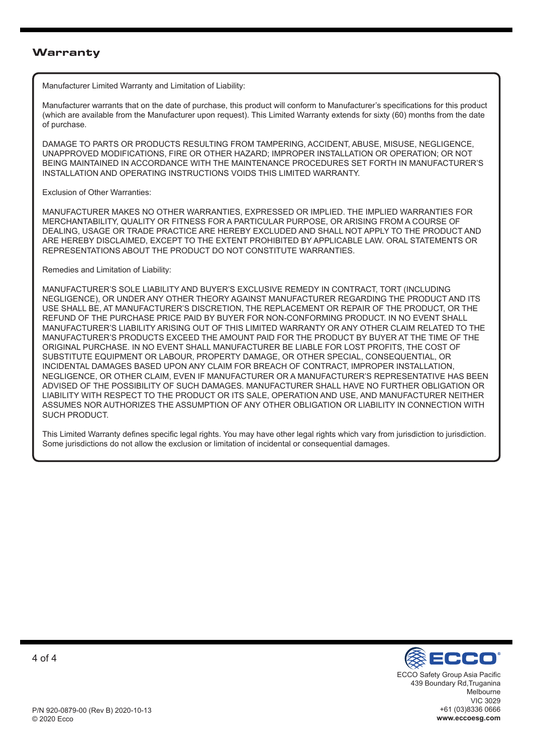## Warranty

Manufacturer Limited Warranty and Limitation of Liability:

Manufacturer warrants that on the date of purchase, this product will conform to Manufacturer's specifications for this product (which are available from the Manufacturer upon request). This Limited Warranty extends for sixty (60) months from the date of purchase.

DAMAGE TO PARTS OR PRODUCTS RESULTING FROM TAMPERING, ACCIDENT, ABUSE, MISUSE, NEGLIGENCE, UNAPPROVED MODIFICATIONS, FIRE OR OTHER HAZARD; IMPROPER INSTALLATION OR OPERATION; OR NOT BEING MAINTAINED IN ACCORDANCE WITH THE MAINTENANCE PROCEDURES SET FORTH IN MANUFACTURER'S INSTALLATION AND OPERATING INSTRUCTIONS VOIDS THIS LIMITED WARRANTY.

Exclusion of Other Warranties:

MANUFACTURER MAKES NO OTHER WARRANTIES, EXPRESSED OR IMPLIED. THE IMPLIED WARRANTIES FOR MERCHANTABILITY, QUALITY OR FITNESS FOR A PARTICULAR PURPOSE, OR ARISING FROM A COURSE OF DEALING, USAGE OR TRADE PRACTICE ARE HEREBY EXCLUDED AND SHALL NOT APPLY TO THE PRODUCT AND ARE HEREBY DISCLAIMED, EXCEPT TO THE EXTENT PROHIBITED BY APPLICABLE LAW. ORAL STATEMENTS OR REPRESENTATIONS ABOUT THE PRODUCT DO NOT CONSTITUTE WARRANTIES.

Remedies and Limitation of Liability:

MANUFACTURER'S SOLE LIABILITY AND BUYER'S EXCLUSIVE REMEDY IN CONTRACT, TORT (INCLUDING NEGLIGENCE), OR UNDER ANY OTHER THEORY AGAINST MANUFACTURER REGARDING THE PRODUCT AND ITS USE SHALL BE, AT MANUFACTURER'S DISCRETION, THE REPLACEMENT OR REPAIR OF THE PRODUCT, OR THE REFUND OF THE PURCHASE PRICE PAID BY BUYER FOR NON-CONFORMING PRODUCT. IN NO EVENT SHALL MANUFACTURER'S LIABILITY ARISING OUT OF THIS LIMITED WARRANTY OR ANY OTHER CLAIM RELATED TO THE MANUFACTURER'S PRODUCTS EXCEED THE AMOUNT PAID FOR THE PRODUCT BY BUYER AT THE TIME OF THE ORIGINAL PURCHASE. IN NO EVENT SHALL MANUFACTURER BE LIABLE FOR LOST PROFITS, THE COST OF SUBSTITUTE EQUIPMENT OR LABOUR, PROPERTY DAMAGE, OR OTHER SPECIAL, CONSEQUENTIAL, OR INCIDENTAL DAMAGES BASED UPON ANY CLAIM FOR BREACH OF CONTRACT, IMPROPER INSTALLATION, NEGLIGENCE, OR OTHER CLAIM, EVEN IF MANUFACTURER OR A MANUFACTURER'S REPRESENTATIVE HAS BEEN ADVISED OF THE POSSIBILITY OF SUCH DAMAGES. MANUFACTURER SHALL HAVE NO FURTHER OBLIGATION OR LIABILITY WITH RESPECT TO THE PRODUCT OR ITS SALE, OPERATION AND USE, AND MANUFACTURER NEITHER ASSUMES NOR AUTHORIZES THE ASSUMPTION OF ANY OTHER OBLIGATION OR LIABILITY IN CONNECTION WITH SUCH PRODUCT.

This Limited Warranty defines specific legal rights. You may have other legal rights which vary from jurisdiction to jurisdiction. Some jurisdictions do not allow the exclusion or limitation of incidental or consequential damages.

ECCO Safety Group Asia Pacific
439 Boundary Rd,Truganina
Melbourne
VIC 3029
+61 (03)8336 0666
**www.eccoesg.com**

P/N 920-0879-00 (Rev B) 2020-10-13
© 2020 Ecco